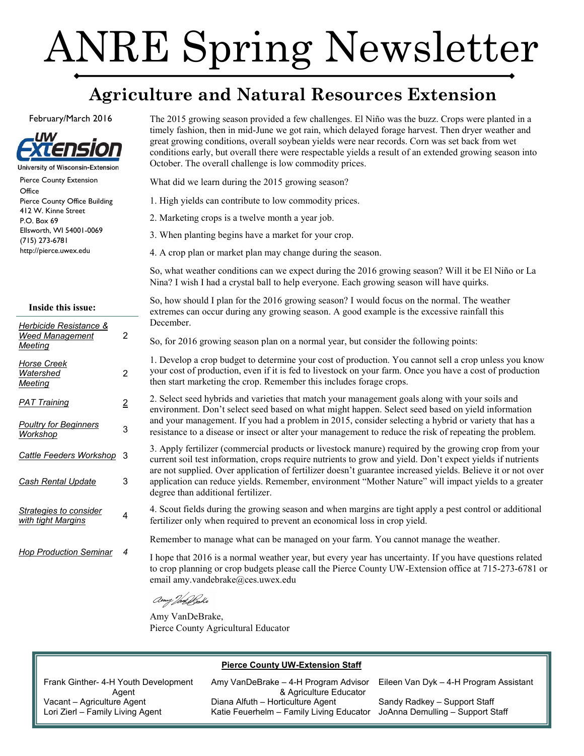# ANRE Spring Newsletter

## Agriculture and Natural Resources Extension

February/March 2016

University of Wisconsin-Extension

Pierce County Extension Office
Pierce County Office Building
412 W. Kinne Street
P.O. Box 69
Ellsworth, WI 54001-0069
(715) 273-6781
http://pierce.uwex.edu

**Inside this issue:**

| | |
|---|---|
| *Herbicide Resistance & Weed Management Meeting* | 2 |
| *Horse Creek Watershed Meeting* | 2 |
| *PAT Training* | 2 |
| *Poultry for Beginners Workshop* | 3 |
| *Cattle Feeders Workshop* | 3 |
| *Cash Rental Update* | 3 |
| *Strategies to consider with tight Margins* | 4 |
| *Hop Production Seminar* | 4 |

The 2015 growing season provided a few challenges. El Niño was the buzz. Crops were planted in a timely fashion, then in mid-June we got rain, which delayed forage harvest. Then dryer weather and great growing conditions, overall soybean yields were near records. Corn was set back from wet conditions early, but overall there were respectable yields a result of an extended growing season into October. The overall challenge is low commodity prices.

What did we learn during the 2015 growing season?

1. High yields can contribute to low commodity prices.
2. Marketing crops is a twelve month a year job.
3. When planting begins have a market for your crop.
4. A crop plan or market plan may change during the season.

So, what weather conditions can we expect during the 2016 growing season? Will it be El Niño or La Nina? I wish I had a crystal ball to help everyone. Each growing season will have quirks.

So, how should I plan for the 2016 growing season? I would focus on the normal. The weather extremes can occur during any growing season. A good example is the excessive rainfall this December.

So, for 2016 growing season plan on a normal year, but consider the following points:

1. Develop a crop budget to determine your cost of production. You cannot sell a crop unless you know your cost of production, even if it is fed to livestock on your farm. Once you have a cost of production then start marketing the crop. Remember this includes forage crops.

2. Select seed hybrids and varieties that match your management goals along with your soils and environment. Don't select seed based on what might happen. Select seed based on yield information and your management. If you had a problem in 2015, consider selecting a hybrid or variety that has a resistance to a disease or insect or alter your management to reduce the risk of repeating the problem.

3. Apply fertilizer (commercial products or livestock manure) required by the growing crop from your current soil test information, crops require nutrients to grow and yield. Don't expect yields if nutrients are not supplied. Over application of fertilizer doesn't guarantee increased yields. Believe it or not over application can reduce yields. Remember, environment "Mother Nature" will impact yields to a greater degree than additional fertilizer.

4. Scout fields during the growing season and when margins are tight apply a pest control or additional fertilizer only when required to prevent an economical loss in crop yield.

Remember to manage what can be managed on your farm. You cannot manage the weather.

I hope that 2016 is a normal weather year, but every year has uncertainty. If you have questions related to crop planning or crop budgets please call the Pierce County UW-Extension office at 715-273-6781 or email amy.vandebrake@ces.uwex.edu

Amy VanDeBrake,
Pierce County Agricultural Educator

---

**Pierce County UW-Extension Staff**

| | | |
|---|---|---|
| Frank Ginther- 4-H Youth Development Agent | Amy VanDeBrake – 4-H Program Advisor & Agriculture Educator | Eileen Van Dyk – 4-H Program Assistant |
| Vacant – Agriculture Agent | Diana Alfuth – Horticulture Agent | Sandy Radkey – Support Staff |
| Lori Zierl – Family Living Agent | Katie Feuerhelm – Family Living Educator | JoAnna Demulling – Support Staff |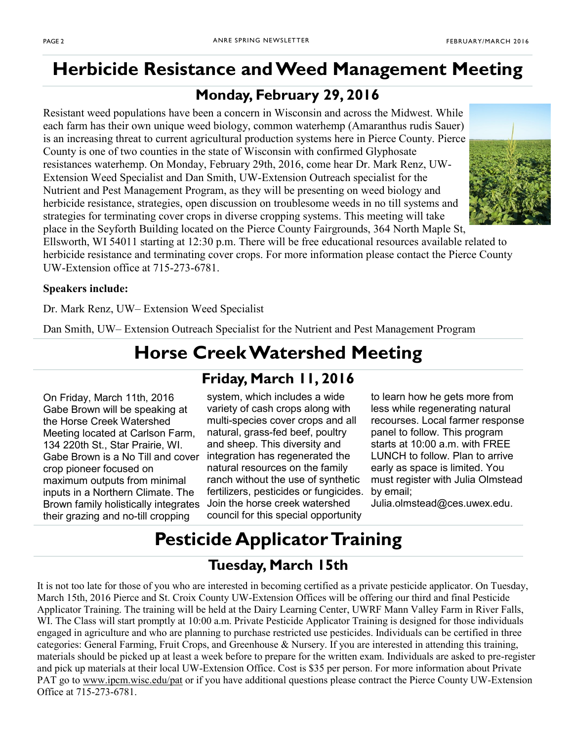# Herbicide Resistance and Weed Management Meeting

## Monday, February 29, 2016

Resistant weed populations have been a concern in Wisconsin and across the Midwest. While each farm has their own unique weed biology, common waterhemp (Amaranthus rudis Sauer) is an increasing threat to current agricultural production systems here in Pierce County. Pierce County is one of two counties in the state of Wisconsin with confirmed Glyphosate resistances waterhemp. On Monday, February 29th, 2016, come hear Dr. Mark Renz, UW-Extension Weed Specialist and Dan Smith, UW-Extension Outreach specialist for the Nutrient and Pest Management Program, as they will be presenting on weed biology and herbicide resistance, strategies, open discussion on troublesome weeds in no till systems and strategies for terminating cover crops in diverse cropping systems. This meeting will take place in the Seyforth Building located on the Pierce County Fairgrounds, 364 North Maple St, Ellsworth, WI 54011 starting at 12:30 p.m. There will be free educational resources available related to herbicide resistance and terminating cover crops. For more information please contact the Pierce County UW-Extension office at 715-273-6781.

**Speakers include:**

Dr. Mark Renz, UW– Extension Weed Specialist

Dan Smith, UW– Extension Outreach Specialist for the Nutrient and Pest Management Program

# Horse Creek Watershed Meeting

## Friday, March 11, 2016

On Friday, March 11th, 2016 Gabe Brown will be speaking at the Horse Creek Watershed Meeting located at Carlson Farm, 134 220th St., Star Prairie, WI. Gabe Brown is a No Till and cover crop pioneer focused on maximum outputs from minimal inputs in a Northern Climate. The Brown family holistically integrates their grazing and no-till cropping system, which includes a wide variety of cash crops along with multi-species cover crops and all natural, grass-fed beef, poultry and sheep. This diversity and integration has regenerated the natural resources on the family ranch without the use of synthetic fertilizers, pesticides or fungicides. Join the horse creek watershed council for this special opportunity to learn how he gets more from less while regenerating natural recourses. Local farmer response panel to follow. This program starts at 10:00 a.m. with FREE LUNCH to follow. Plan to arrive early as space is limited. You must register with Julia Olmstead by email; Julia.olmstead@ces.uwex.edu.

# Pesticide Applicator Training

## Tuesday, March 15th

It is not too late for those of you who are interested in becoming certified as a private pesticide applicator. On Tuesday, March 15th, 2016 Pierce and St. Croix County UW-Extension Offices will be offering our third and final Pesticide Applicator Training. The training will be held at the Dairy Learning Center, UWRF Mann Valley Farm in River Falls, WI. The Class will start promptly at 10:00 a.m. Private Pesticide Applicator Training is designed for those individuals engaged in agriculture and who are planning to purchase restricted use pesticides. Individuals can be certified in three categories: General Farming, Fruit Crops, and Greenhouse & Nursery. If you are interested in attending this training, materials should be picked up at least a week before to prepare for the written exam. Individuals are asked to pre-register and pick up materials at their local UW-Extension Office. Cost is $35 per person. For more information about Private PAT go to www.ipcm.wisc.edu/pat or if you have additional questions please contract the Pierce County UW-Extension Office at 715-273-6781.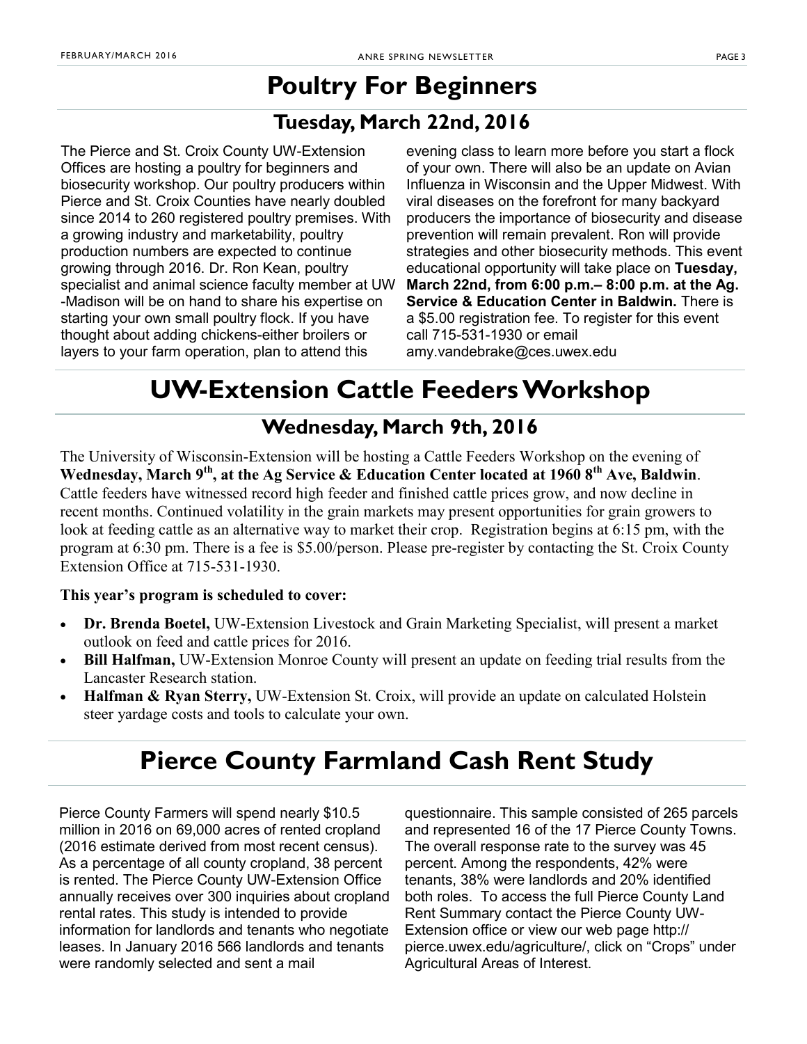# Poultry For Beginners

## Tuesday, March 22nd, 2016

The Pierce and St. Croix County UW-Extension Offices are hosting a poultry for beginners and biosecurity workshop. Our poultry producers within Pierce and St. Croix Counties have nearly doubled since 2014 to 260 registered poultry premises. With a growing industry and marketability, poultry production numbers are expected to continue growing through 2016. Dr. Ron Kean, poultry specialist and animal science faculty member at UW-Madison will be on hand to share his expertise on starting your own small poultry flock. If you have thought about adding chickens-either broilers or layers to your farm operation, plan to attend this evening class to learn more before you start a flock of your own. There will also be an update on Avian Influenza in Wisconsin and the Upper Midwest. With viral diseases on the forefront for many backyard producers the importance of biosecurity and disease prevention will remain prevalent. Ron will provide strategies and other biosecurity methods. This event educational opportunity will take place on **Tuesday, March 22nd, from 6:00 p.m.– 8:00 p.m. at the Ag. Service & Education Center in Baldwin.** There is a $5.00 registration fee. To register for this event call 715-531-1930 or email amy.vandebrake@ces.uwex.edu

# UW-Extension Cattle Feeders Workshop

## Wednesday, March 9th, 2016

The University of Wisconsin-Extension will be hosting a Cattle Feeders Workshop on the evening of **Wednesday, March 9th, at the Ag Service & Education Center located at 1960 8th Ave, Baldwin**. Cattle feeders have witnessed record high feeder and finished cattle prices grow, and now decline in recent months. Continued volatility in the grain markets may present opportunities for grain growers to look at feeding cattle as an alternative way to market their crop. Registration begins at 6:15 pm, with the program at 6:30 pm. There is a fee is $5.00/person. Please pre-register by contacting the St. Croix County Extension Office at 715-531-1930.

**This year's program is scheduled to cover:**

- **Dr. Brenda Boetel,** UW-Extension Livestock and Grain Marketing Specialist, will present a market outlook on feed and cattle prices for 2016.
- **Bill Halfman,** UW-Extension Monroe County will present an update on feeding trial results from the Lancaster Research station.
- **Halfman & Ryan Sterry,** UW-Extension St. Croix, will provide an update on calculated Holstein steer yardage costs and tools to calculate your own.

# Pierce County Farmland Cash Rent Study

Pierce County Farmers will spend nearly $10.5 million in 2016 on 69,000 acres of rented cropland (2016 estimate derived from most recent census). As a percentage of all county cropland, 38 percent is rented. The Pierce County UW-Extension Office annually receives over 300 inquiries about cropland rental rates. This study is intended to provide information for landlords and tenants who negotiate leases. In January 2016 566 landlords and tenants were randomly selected and sent a mail questionnaire. This sample consisted of 265 parcels and represented 16 of the 17 Pierce County Towns. The overall response rate to the survey was 45 percent. Among the respondents, 42% were tenants, 38% were landlords and 20% identified both roles. To access the full Pierce County Land Rent Summary contact the Pierce County UW-Extension office or view our web page http://pierce.uwex.edu/agriculture/, click on "Crops" under Agricultural Areas of Interest.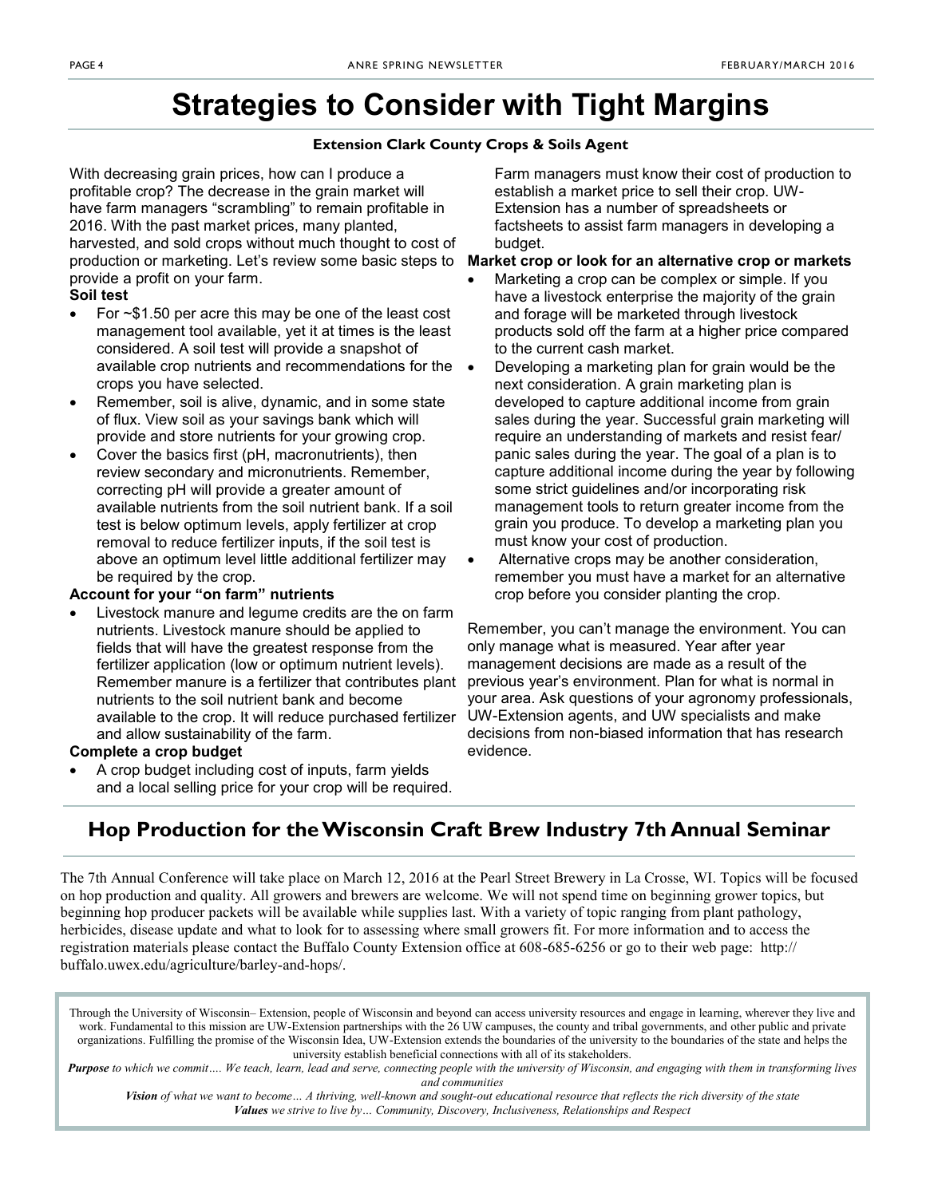# Strategies to Consider with Tight Margins

**Extension Clark County Crops & Soils Agent**

With decreasing grain prices, how can I produce a profitable crop? The decrease in the grain market will have farm managers "scrambling" to remain profitable in 2016. With the past market prices, many planted, harvested, and sold crops without much thought to cost of production or marketing. Let's review some basic steps to provide a profit on your farm.

**Soil test**

- For ~$1.50 per acre this may be one of the least cost management tool available, yet it at times is the least considered. A soil test will provide a snapshot of available crop nutrients and recommendations for the crops you have selected.
- Remember, soil is alive, dynamic, and in some state of flux. View soil as your savings bank which will provide and store nutrients for your growing crop.
- Cover the basics first (pH, macronutrients), then review secondary and micronutrients. Remember, correcting pH will provide a greater amount of available nutrients from the soil nutrient bank. If a soil test is below optimum levels, apply fertilizer at crop removal to reduce fertilizer inputs, if the soil test is above an optimum level little additional fertilizer may be required by the crop.

**Account for your "on farm" nutrients**

- Livestock manure and legume credits are the on farm nutrients. Livestock manure should be applied to fields that will have the greatest response from the fertilizer application (low or optimum nutrient levels). Remember manure is a fertilizer that contributes plant nutrients to the soil nutrient bank and become available to the crop. It will reduce purchased fertilizer and allow sustainability of the farm.

**Complete a crop budget**

- A crop budget including cost of inputs, farm yields and a local selling price for your crop will be required. Farm managers must know their cost of production to establish a market price to sell their crop. UW-Extension has a number of spreadsheets or factsheets to assist farm managers in developing a budget.

**Market crop or look for an alternative crop or markets**

- Marketing a crop can be complex or simple. If you have a livestock enterprise the majority of the grain and forage will be marketed through livestock products sold off the farm at a higher price compared to the current cash market.
- Developing a marketing plan for grain would be the next consideration. A grain marketing plan is developed to capture additional income from grain sales during the year. Successful grain marketing will require an understanding of markets and resist fear/panic sales during the year. The goal of a plan is to capture additional income during the year by following some strict guidelines and/or incorporating risk management tools to return greater income from the grain you produce. To develop a marketing plan you must know your cost of production.
- Alternative crops may be another consideration, remember you must have a market for an alternative crop before you consider planting the crop.

Remember, you can't manage the environment. You can only manage what is measured. Year after year management decisions are made as a result of the previous year's environment. Plan for what is normal in your area. Ask questions of your agronomy professionals, UW-Extension agents, and UW specialists and make decisions from non-biased information that has research evidence.

## Hop Production for the Wisconsin Craft Brew Industry 7th Annual Seminar

The 7th Annual Conference will take place on March 12, 2016 at the Pearl Street Brewery in La Crosse, WI. Topics will be focused on hop production and quality. All growers and brewers are welcome. We will not spend time on beginning grower topics, but beginning hop producer packets will be available while supplies last. With a variety of topic ranging from plant pathology, herbicides, disease update and what to look for to assessing where small growers fit. For more information and to access the registration materials please contact the Buffalo County Extension office at 608-685-6256 or go to their web page: http://buffalo.uwex.edu/agriculture/barley-and-hops/.

Through the University of Wisconsin– Extension, people of Wisconsin and beyond can access university resources and engage in learning, wherever they live and work. Fundamental to this mission are UW-Extension partnerships with the 26 UW campuses, the county and tribal governments, and other public and private organizations. Fulfilling the promise of the Wisconsin Idea, UW-Extension extends the boundaries of the university to the boundaries of the state and helps the university establish beneficial connections with all of its stakeholders.

***Purpose*** *to which we commit…. We teach, learn, lead and serve, connecting people with the university of Wisconsin, and engaging with them in transforming lives and communities*

***Vision*** *of what we want to become… A thriving, well-known and sought-out educational resource that reflects the rich diversity of the state*

***Values*** *we strive to live by… Community, Discovery, Inclusiveness, Relationships and Respect*